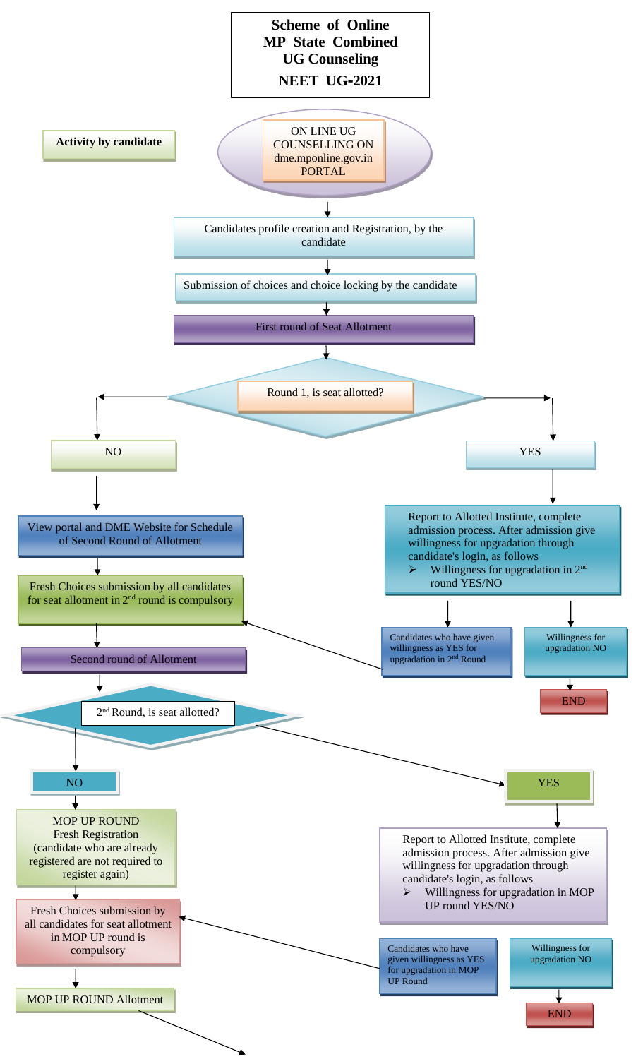# Scheme of Online MP State Combined UG Counseling NEET UG-2021

**Activity by candidate**

ON LINE UG COUNSELLING ON dme.mponline.gov.in PORTAL

Candidates profile creation and Registration, by the candidate

Submission of choices and choice locking by the candidate

First round of Seat Allotment

Round 1, is seat allotted?

NO

View portal and DME Website for Schedule of Second Round of Allotment

Fresh Choices submission by all candidates for seat allotment in 2nd round is compulsory

Second round of Allotment

YES

Report to Allotted Institute, complete admission process. After admission give willingness for upgradation through candidate's login, as follows

- Willingness for upgradation in 2nd round YES/NO

Candidates who have given willingness as YES for upgradation in 2nd Round

Willingness for upgradation NO

END

2nd Round, is seat allotted?

NO

MOP UP ROUND Fresh Registration (candidate who are already registered are not required to register again)

Fresh Choices submission by all candidates for seat allotment in MOP UP round is compulsory

MOP UP ROUND Allotment

YES

Report to Allotted Institute, complete admission process. After admission give willingness for upgradation through candidate's login, as follows

- Willingness for upgradation in MOP UP round YES/NO

Candidates who have given willingness as YES for upgradation in MOP UP Round

Willingness for upgradation NO

END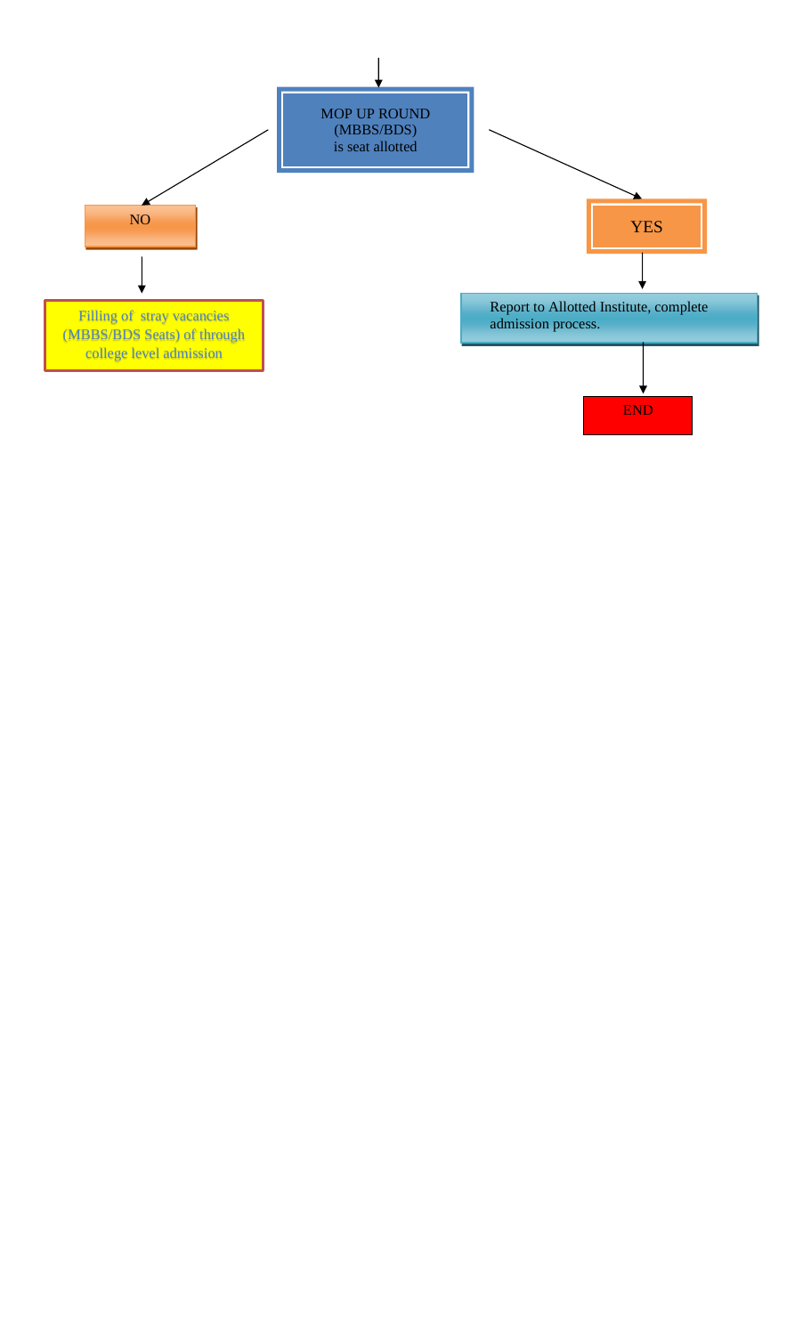MOP UP ROUND
(MBBS/BDS)
is seat allotted

NO

Filling of stray vacancies (MBBS/BDS Seats) of through college level admission

YES

Report to Allotted Institute, complete admission process.

END